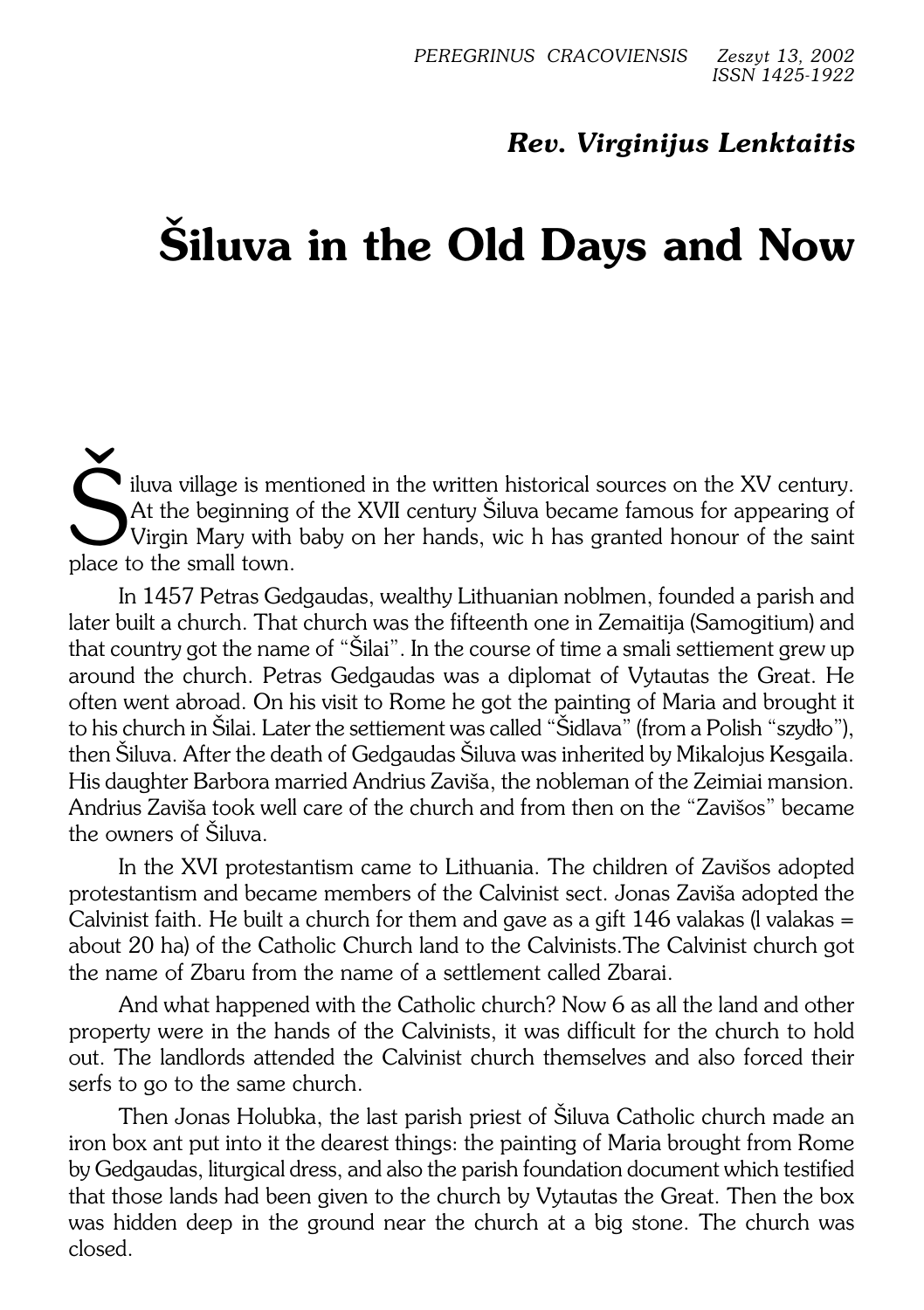*Rev. Virginijus Lenktaitis*

# Šiluva in the Old Days and Now

Šiluva village is mentioned in the written historical sources on the XV century. At the beginning of the XVII century Šiluva became famous for appearing of Virgin Mary with baby on her hands, wic h has granted honour of the saint place to the small town.

In 1457 Petras Gedgaudas, wealthy Lithuanian noblmen, founded a parish and later built a church. That church was the fifteenth one in Zemaitija (Samogitium) and that country got the name of "Šilai". In the course of time a smali settiement grew up around the church. Petras Gedgaudas was a diplomat of Vytautas the Great. He often went abroad. On his visit to Rome he got the painting of Maria and brought it to his church in Šilai. Later the settiement was called "Šidlava" (from a Polish "szydło"), then Šiluva. After the death of Gedgaudas Šiluva was inherited by Mikalojus Kesgaila. His daughter Barbora married Andrius Zaviša, the nobleman of the Zeimiai mansion. Andrius Zaviša took well care of the church and from then on the "Zavišos" became the owners of Šiluva.

In the XVI protestantism came to Lithuania. The children of Zavišos adopted protestantism and became members of the Calvinist sect. Jonas Zaviša adopted the Calvinist faith. He built a church for them and gave as a gift 146 valakas (l valakas = about 20 ha) of the Catholic Church land to the Calvinists.The Calvinist church got the name of Zbaru from the name of a settlement called Zbarai.

And what happened with the Catholic church? Now 6 as all the land and other property were in the hands of the Calvinists, it was difficult for the church to hold out. The landlords attended the Calvinist church themselves and also forced their serfs to go to the same church.

Then Jonas Holubka, the last parish priest of Šiluva Catholic church made an iron box ant put into it the dearest things: the painting of Maria brought from Rome by Gedgaudas, liturgical dress, and also the parish foundation document which testified that those lands had been given to the church by Vytautas the Great. Then the box was hidden deep in the ground near the church at a big stone. The church was closed.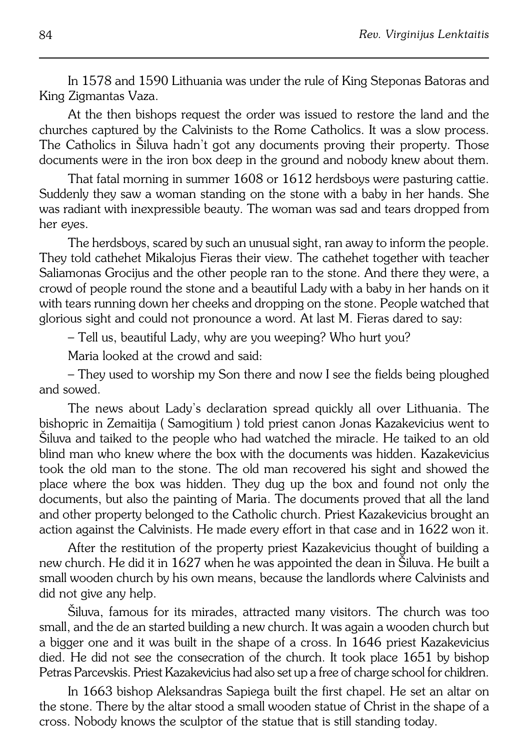In 1578 and 1590 Lithuania was under the rule of King Steponas Batoras and King Zigmantas Vaza.

At the then bishops request the order was issued to restore the land and the churches captured by the Calvinists to the Rome Catholics. It was a slow process. The Catholics in Šiluva hadn't got any documents proving their property. Those documents were in the iron box deep in the ground and nobody knew about them.

That fatal morning in summer 1608 or 1612 herdsboys were pasturing cattie. Suddenly they saw a woman standing on the stone with a baby in her hands. She was radiant with inexpressible beauty. The woman was sad and tears dropped from her eyes.

The herdsboys, scared by such an unusual sight, ran away to inform the people. They told cathehet Mikalojus Fieras their view. The cathehet together with teacher Saliamonas Grocijus and the other people ran to the stone. And there they were, a crowd of people round the stone and a beautiful Lady with a baby in her hands on it with tears running down her cheeks and dropping on the stone. People watched that glorious sight and could not pronounce a word. At last M. Fieras dared to say:

– Tell us, beautiful Lady, why are you weeping? Who hurt you?

Maria looked at the crowd and said:

– They used to worship my Son there and now I see the fields being ploughed and sowed.

The news about Lady's declaration spread quickly all over Lithuania. The bishopric in Zemaitija ( Samogitium ) told priest canon Jonas Kazakevicius went to Šiluva and taiked to the people who had watched the miracle. He taiked to an old blind man who knew where the box with the documents was hidden. Kazakevicius took the old man to the stone. The old man recovered his sight and showed the place where the box was hidden. They dug up the box and found not only the documents, but also the painting of Maria. The documents proved that all the land and other property belonged to the Catholic church. Priest Kazakevicius brought an action against the Calvinists. He made every effort in that case and in 1622 won it.

After the restitution of the property priest Kazakevicius thought of building a new church. He did it in 1627 when he was appointed the dean in Šiluva. He built a small wooden church by his own means, because the landlords where Calvinists and did not give any help.

Šiluva, famous for its mirades, attracted many visitors. The church was too small, and the de an started building a new church. It was again a wooden church but a bigger one and it was built in the shape of a cross. In 1646 priest Kazakevicius died. He did not see the consecration of the church. It took place 1651 by bishop Petras Parcevskis. Priest Kazakevicius had also set up a free of charge school for children.

In 1663 bishop Aleksandras Sapiega built the first chapel. He set an altar on the stone. There by the altar stood a small wooden statue of Christ in the shape of a cross. Nobody knows the sculptor of the statue that is still standing today.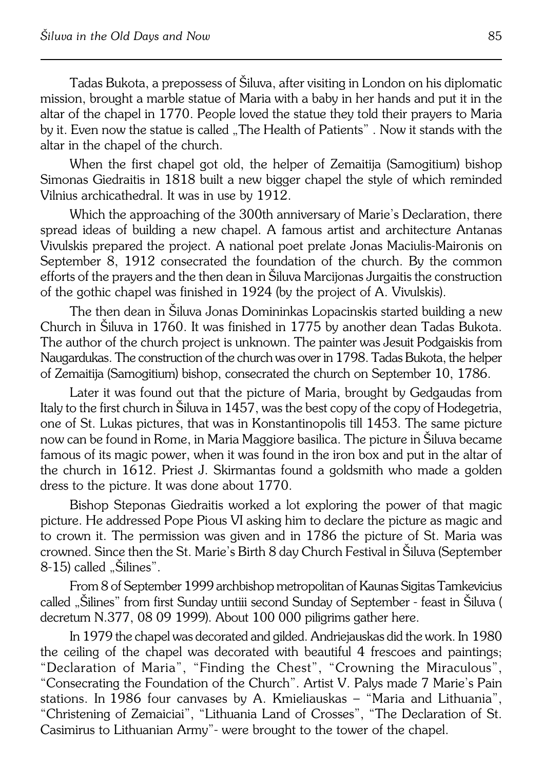Tadas Bukota, a prepossess of Šiluva, after visiting in London on his diplomatic mission, brought a marble statue of Maria with a baby in her hands and put it in the altar of the chapel in 1770. People loved the statue they told their prayers to Maria by it. Even now the statue is called „The Health of Patients" . Now it stands with the altar in the chapel of the church.

When the first chapel got old, the helper of Zemaitija (Samogitium) bishop Simonas Giedraitis in 1818 built a new bigger chapel the style of which reminded Vilnius archicathedral. It was in use by 1912.

Which the approaching of the 300th anniversary of Marie's Declaration, there spread ideas of building a new chapel. A famous artist and architecture Antanas Vivulskis prepared the project. A national poet prelate Jonas Maciulis-Maironis on September 8, 1912 consecrated the foundation of the church. By the common efforts of the prayers and the then dean in Šiluva Marcijonas Jurgaitis the construction of the gothic chapel was finished in 1924 (by the project of A. Vivulskis).

The then dean in Šiluva Jonas Domininkas Lopacinskis started building a new Church in Šiluva in 1760. It was finished in 1775 by another dean Tadas Bukota. The author of the church project is unknown. The painter was Jesuit Podgaiskis from Naugardukas. The construction of the church was over in 1798. Tadas Bukota, the helper of Zemaitija (Samogitium) bishop, consecrated the church on September 10, 1786.

Later it was found out that the picture of Maria, brought by Gedgaudas from Italy to the first church in Šiluva in 1457, was the best copy of the copy of Hodegetria, one of St. Lukas pictures, that was in Konstantinopolis till 1453. The same picture now can be found in Rome, in Maria Maggiore basilica. The picture in Šiluva became famous of its magic power, when it was found in the iron box and put in the altar of the church in 1612. Priest J. Skirmantas found a goldsmith who made a golden dress to the picture. It was done about 1770.

Bishop Steponas Giedraitis worked a lot exploring the power of that magic picture. He addressed Pope Pious VI asking him to declare the picture as magic and to crown it. The permission was given and in 1786 the picture of St. Maria was crowned. Since then the St. Marie's Birth 8 day Church Festival in Šiluva (September 8-15) called „Šilines".

From 8 of September 1999 archbishop metropolitan of Kaunas Sigitas Tamkevicius called „Šilines" from first Sunday untiii second Sunday of September - feast in Šiluva ( decretum N.377, 08 09 1999). About 100 000 piligrims gather here.

In 1979 the chapel was decorated and gilded. Andriejauskas did the work. In 1980 the ceiling of the chapel was decorated with beautiful 4 frescoes and paintings; "Declaration of Maria", "Finding the Chest", "Crowning the Miraculous", "Consecrating the Foundation of the Church". Artist V. Palys made 7 Marie's Pain stations. In 1986 four canvases by A. Kmieliauskas – "Maria and Lithuania", "Christening of Zemaiciai", "Lithuania Land of Crosses", "The Declaration of St. Casimirus to Lithuanian Army"- were brought to the tower of the chapel.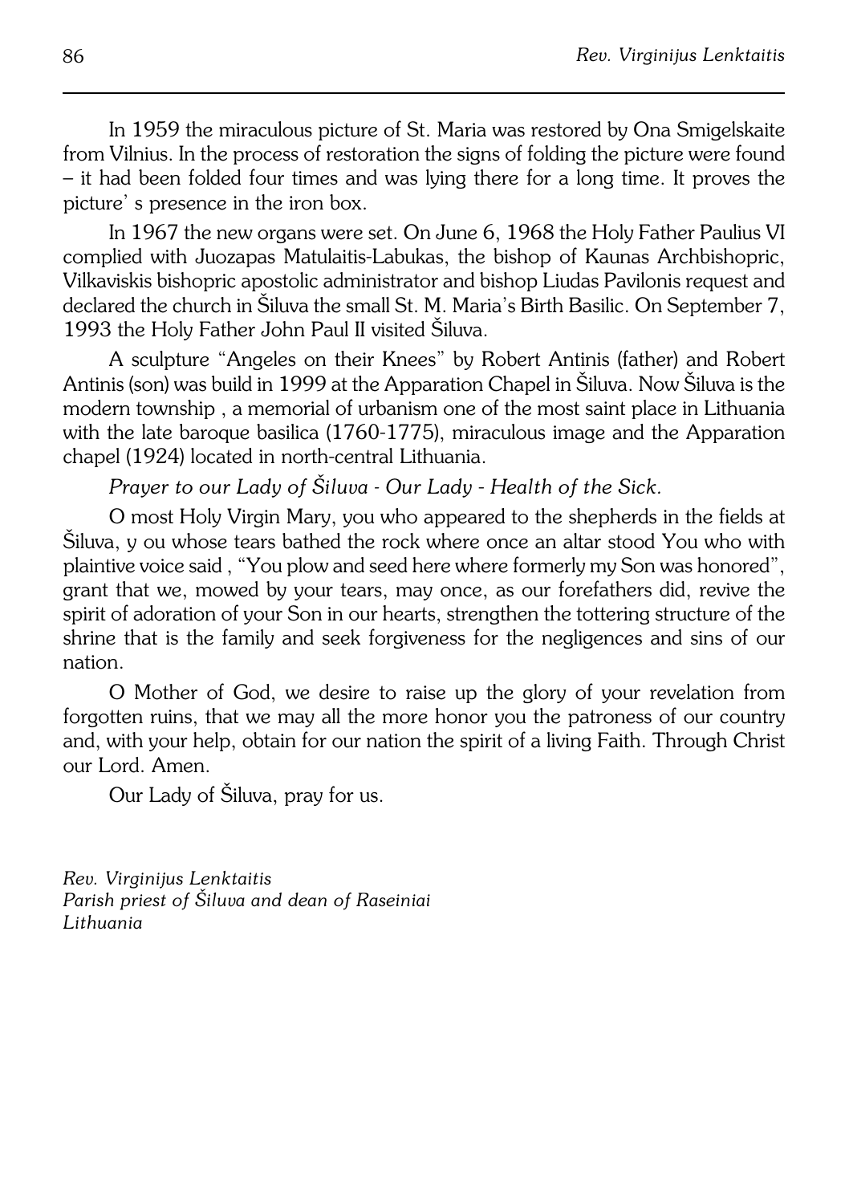In 1959 the miraculous picture of St. Maria was restored by Ona Smigelskaite from Vilnius. In the process of restoration the signs of folding the picture were found – it had been folded four times and was lying there for a long time. It proves the picture' s presence in the iron box.

In 1967 the new organs were set. On June 6, 1968 the Holy Father Paulius VI complied with Juozapas Matulaitis-Labukas, the bishop of Kaunas Archbishopric, Vilkaviskis bishopric apostolic administrator and bishop Liudas Pavilonis request and declared the church in Šiluva the small St. M. Maria's Birth Basilic. On September 7, 1993 the Holy Father John Paul II visited Šiluva.

A sculpture "Angeles on their Knees" by Robert Antinis (father) and Robert Antinis (son) was build in 1999 at the Apparation Chapel in Šiluva. Now Šiluva is the modern township , a memorial of urbanism one of the most saint place in Lithuania with the late baroque basilica (1760-1775), miraculous image and the Apparation chapel (1924) located in north-central Lithuania.

*Prayer to our Lady of Šiluva - Our Lady - Health of the Sick.*

O most Holy Virgin Mary, you who appeared to the shepherds in the fields at Šiluva, y ou whose tears bathed the rock where once an altar stood You who with plaintive voice said , "You plow and seed here where formerly my Son was honored", grant that we, mowed by your tears, may once, as our forefathers did, revive the spirit of adoration of your Son in our hearts, strengthen the tottering structure of the shrine that is the family and seek forgiveness for the negligences and sins of our nation.

O Mother of God, we desire to raise up the glory of your revelation from forgotten ruins, that we may all the more honor you the patroness of our country and, with your help, obtain for our nation the spirit of a living Faith. Through Christ our Lord. Amen.

Our Lady of Šiluva, pray for us.

*Rev. Virginijus Lenktaitis*
*Parish priest of Šiluva and dean of Raseiniai*
*Lithuania*